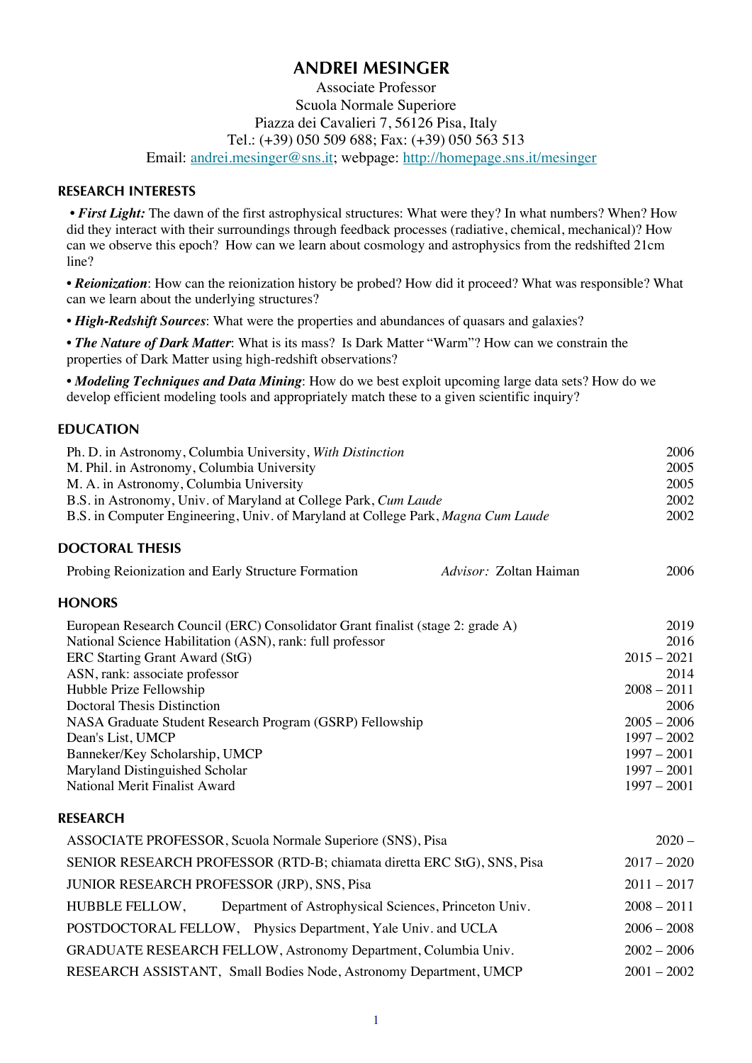# ANDREI MESINGER

Associate Professor
Scuola Normale Superiore
Piazza dei Cavalieri 7, 56126 Pisa, Italy
Tel.: (+39) 050 509 688; Fax: (+39) 050 563 513
Email: [andrei.mesinger@sns.it](mailto:andrei.mesinger@sns.it); webpage: [http://homepage.sns.it/mesinger](http://homepage.sns.it/mesinger)

## RESEARCH INTERESTS

• ***First Light:*** The dawn of the first astrophysical structures: What were they? In what numbers? When? How did they interact with their surroundings through feedback processes (radiative, chemical, mechanical)? How can we observe this epoch? How can we learn about cosmology and astrophysics from the redshifted 21cm line?

• ***Reionization***: How can the reionization history be probed? How did it proceed? What was responsible? What can we learn about the underlying structures?

• ***High-Redshift Sources***: What were the properties and abundances of quasars and galaxies?

• ***The Nature of Dark Matter***: What is its mass? Is Dark Matter "Warm"? How can we constrain the properties of Dark Matter using high-redshift observations?

• ***Modeling Techniques and Data Mining***: How do we best exploit upcoming large data sets? How do we develop efficient modeling tools and appropriately match these to a given scientific inquiry?

## EDUCATION

| | |
|---|---|
| Ph. D. in Astronomy, Columbia University, *With Distinction* | 2006 |
| M. Phil. in Astronomy, Columbia University | 2005 |
| M. A. in Astronomy, Columbia University | 2005 |
| B.S. in Astronomy, Univ. of Maryland at College Park, *Cum Laude* | 2002 |
| B.S. in Computer Engineering, Univ. of Maryland at College Park, *Magna Cum Laude* | 2002 |

## DOCTORAL THESIS

| | | |
|---|---|---|
| Probing Reionization and Early Structure Formation | *Advisor:* Zoltan Haiman | 2006 |

## HONORS

| | |
|---|---|
| European Research Council (ERC) Consolidator Grant finalist (stage 2: grade A) | 2019 |
| National Science Habilitation (ASN), rank: full professor | 2016 |
| ERC Starting Grant Award (StG) | 2015 – 2021 |
| ASN, rank: associate professor | 2014 |
| Hubble Prize Fellowship | 2008 – 2011 |
| Doctoral Thesis Distinction | 2006 |
| NASA Graduate Student Research Program (GSRP) Fellowship | 2005 – 2006 |
| Dean's List, UMCP | 1997 – 2002 |
| Banneker/Key Scholarship, UMCP | 1997 – 2001 |
| Maryland Distinguished Scholar | 1997 – 2001 |
| National Merit Finalist Award | 1997 – 2001 |

## RESEARCH

| | |
|---|---|
| ASSOCIATE PROFESSOR, Scuola Normale Superiore (SNS), Pisa | 2020 – |
| SENIOR RESEARCH PROFESSOR (RTD-B; chiamata diretta ERC StG), SNS, Pisa | 2017 – 2020 |
| JUNIOR RESEARCH PROFESSOR (JRP), SNS, Pisa | 2011 – 2017 |
| HUBBLE FELLOW, Department of Astrophysical Sciences, Princeton Univ. | 2008 – 2011 |
| POSTDOCTORAL FELLOW, Physics Department, Yale Univ. and UCLA | 2006 – 2008 |
| GRADUATE RESEARCH FELLOW, Astronomy Department, Columbia Univ. | 2002 – 2006 |
| RESEARCH ASSISTANT, Small Bodies Node, Astronomy Department, UMCP | 2001 – 2002 |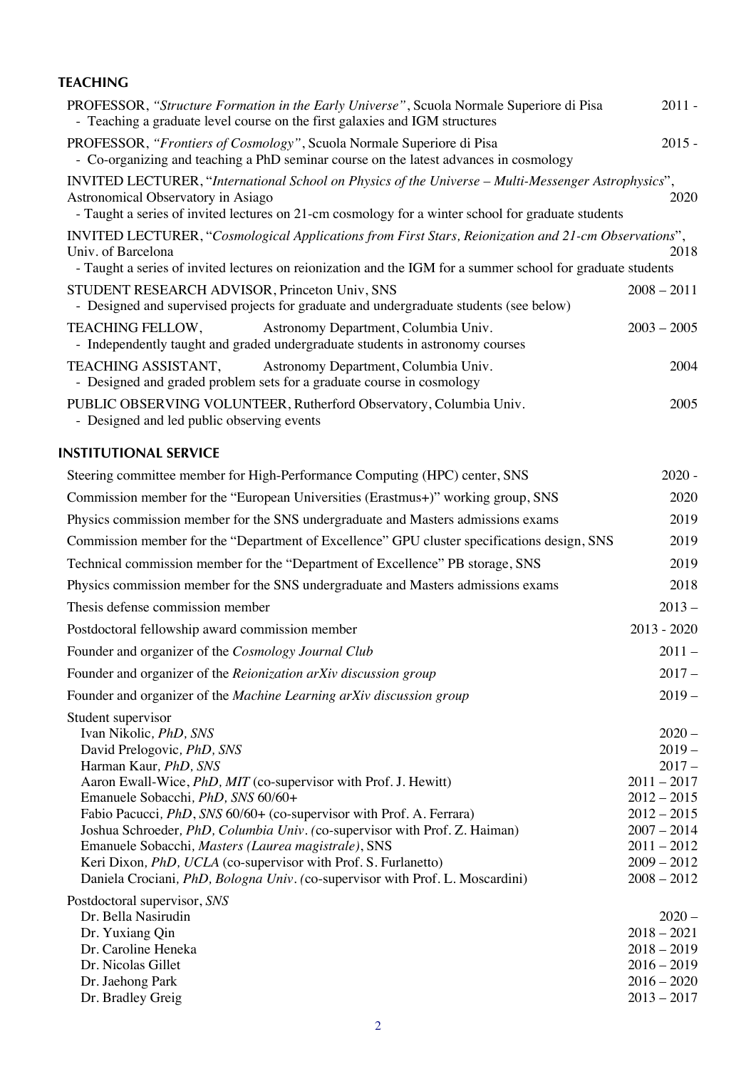## TEACHING

PROFESSOR, *"Structure Formation in the Early Universe"*, Scuola Normale Superiore di Pisa — 2011 -
- Teaching a graduate level course on the first galaxies and IGM structures

PROFESSOR, *"Frontiers of Cosmology"*, Scuola Normale Superiore di Pisa — 2015 -
- Co-organizing and teaching a PhD seminar course on the latest advances in cosmology

INVITED LECTURER, "*International School on Physics of the Universe – Multi-Messenger Astrophysics*", Astronomical Observatory in Asiago — 2020
- Taught a series of invited lectures on 21-cm cosmology for a winter school for graduate students

INVITED LECTURER, "*Cosmological Applications from First Stars, Reionization and 21-cm Observations*", Univ. of Barcelona — 2018
- Taught a series of invited lectures on reionization and the IGM for a summer school for graduate students

STUDENT RESEARCH ADVISOR, Princeton Univ, SNS — 2008 – 2011
- Designed and supervised projects for graduate and undergraduate students (see below)

TEACHING FELLOW, Astronomy Department, Columbia Univ. — 2003 – 2005
- Independently taught and graded undergraduate students in astronomy courses

TEACHING ASSISTANT, Astronomy Department, Columbia Univ. — 2004
- Designed and graded problem sets for a graduate course in cosmology

PUBLIC OBSERVING VOLUNTEER, Rutherford Observatory, Columbia Univ. — 2005
- Designed and led public observing events

## INSTITUTIONAL SERVICE

| | |
|---|---|
| Steering committee member for High-Performance Computing (HPC) center, SNS | 2020 - |
| Commission member for the "European Universities (Erastmus+)" working group, SNS | 2020 |
| Physics commission member for the SNS undergraduate and Masters admissions exams | 2019 |
| Commission member for the "Department of Excellence" GPU cluster specifications design, SNS | 2019 |
| Technical commission member for the "Department of Excellence" PB storage, SNS | 2019 |
| Physics commission member for the SNS undergraduate and Masters admissions exams | 2018 |
| Thesis defense commission member | 2013 – |
| Postdoctoral fellowship award commission member | 2013 - 2020 |
| Founder and organizer of the *Cosmology Journal Club* | 2011 – |
| Founder and organizer of the *Reionization arXiv discussion group* | 2017 – |
| Founder and organizer of the *Machine Learning arXiv discussion group* | 2019 – |

Student supervisor

| | |
|---|---|
| Ivan Nikolic, *PhD, SNS* | 2020 – |
| David Prelogovic, *PhD, SNS* | 2019 – |
| Harman Kaur, *PhD, SNS* | 2017 – |
| Aaron Ewall-Wice, *PhD, MIT* (co-supervisor with Prof. J. Hewitt) | 2011 – 2017 |
| Emanuele Sobacchi, *PhD, SNS* 60/60+ | 2012 – 2015 |
| Fabio Pacucci, *PhD, SNS* 60/60+ (co-supervisor with Prof. A. Ferrara) | 2012 – 2015 |
| Joshua Schroeder, *PhD, Columbia Univ. (*co-supervisor with Prof. Z. Haiman) | 2007 – 2014 |
| Emanuele Sobacchi, *Masters (Laurea magistrale)*, SNS | 2011 – 2012 |
| Keri Dixon, *PhD, UCLA* (co-supervisor with Prof. S. Furlanetto) | 2009 – 2012 |
| Daniela Crociani, *PhD, Bologna Univ. (*co-supervisor with Prof. L. Moscardini) | 2008 – 2012 |

Postdoctoral supervisor, *SNS*

| | |
|---|---|
| Dr. Bella Nasirudin | 2020 – |
| Dr. Yuxiang Qin | 2018 – 2021 |
| Dr. Caroline Heneka | 2018 – 2019 |
| Dr. Nicolas Gillet | 2016 – 2019 |
| Dr. Jaehong Park | 2016 – 2020 |
| Dr. Bradley Greig | 2013 – 2017 |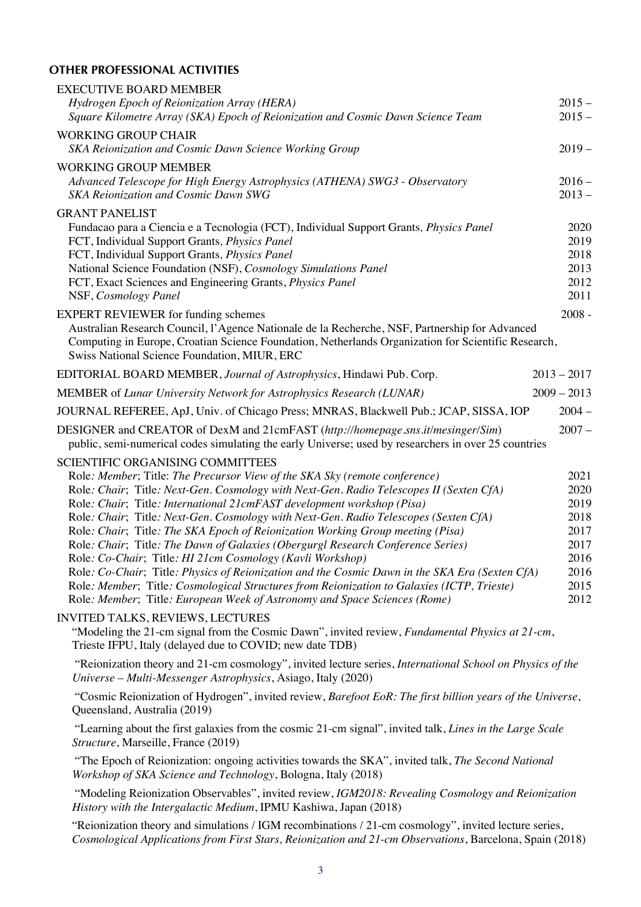## OTHER PROFESSIONAL ACTIVITIES

EXECUTIVE BOARD MEMBER

*Hydrogen Epoch of Reionization Array (HERA)* 2015 –
*Square Kilometre Array (SKA) Epoch of Reionization and Cosmic Dawn Science Team* 2015 –

WORKING GROUP CHAIR

*SKA Reionization and Cosmic Dawn Science Working Group* 2019 –

WORKING GROUP MEMBER

*Advanced Telescope for High Energy Astrophysics (ATHENA) SWG3 - Observatory* 2016 –
*SKA Reionization and Cosmic Dawn SWG* 2013 –

GRANT PANELIST

Fundacao para a Ciencia e a Tecnologia (FCT), Individual Support Grants, *Physics Panel* 2020
FCT, Individual Support Grants, *Physics Panel* 2019
FCT, Individual Support Grants, *Physics Panel* 2018
National Science Foundation (NSF), *Cosmology Simulations Panel* 2013
FCT, Exact Sciences and Engineering Grants, *Physics Panel* 2012
NSF, *Cosmology Panel* 2011

EXPERT REVIEWER for funding schemes 2008 -

Australian Research Council, l'Agence Nationale de la Recherche, NSF, Partnership for Advanced Computing in Europe, Croatian Science Foundation, Netherlands Organization for Scientific Research, Swiss National Science Foundation, MIUR, ERC

EDITORIAL BOARD MEMBER, *Journal of Astrophysics*, Hindawi Pub. Corp. 2013 – 2017

MEMBER of *Lunar University Network for Astrophysics Research (LUNAR)* 2009 – 2013

JOURNAL REFEREE, ApJ, Univ. of Chicago Press; MNRAS, Blackwell Pub.; JCAP, SISSA, IOP 2004 –

DESIGNER and CREATOR of DexM and 21cmFAST (*http://homepage.sns.it/mesinger/Sim*) 2007 –
public, semi-numerical codes simulating the early Universe; used by researchers in over 25 countries

SCIENTIFIC ORGANISING COMMITTEES

Role*: Member*; Title: *The Precursor View of the SKA Sky (remote conference)* 2021
Role*: Chair*; Title*: Next-Gen. Cosmology with Next-Gen. Radio Telescopes II (Sexten CfA)* 2020
Role*: Chair*; Title*: International 21cmFAST development workshop (Pisa)* 2019
Role*: Chair*; Title*: Next-Gen. Cosmology with Next-Gen. Radio Telescopes (Sexten CfA)* 2018
Role*: Chair*; Title*: The SKA Epoch of Reionization Working Group meeting (Pisa)* 2017
Role*: Chair*; Title*: The Dawn of Galaxies (Obergurgl Research Conference Series)* 2017
Role*: Co-Chair*; Title*: HI 21cm Cosmology (Kavli Workshop)* 2016
Role*: Co-Chair*; Title*: Physics of Reionization and the Cosmic Dawn in the SKA Era (Sexten CfA)* 2016
Role*: Member*; Title*: Cosmological Structures from Reionization to Galaxies (ICTP, Trieste)* 2015
Role*: Member*; Title*: European Week of Astronomy and Space Sciences (Rome)* 2012

INVITED TALKS, REVIEWS, LECTURES

"Modeling the 21-cm signal from the Cosmic Dawn", invited review, *Fundamental Physics at 21-cm*, Trieste IFPU, Italy (delayed due to COVID; new date TDB)

"Reionization theory and 21-cm cosmology", invited lecture series, *International School on Physics of the Universe – Multi-Messenger Astrophysics*, Asiago, Italy (2020)

"Cosmic Reionization of Hydrogen", invited review, *Barefoot EoR: The first billion years of the Universe*, Queensland, Australia (2019)

"Learning about the first galaxies from the cosmic 21-cm signal", invited talk, *Lines in the Large Scale Structure*, Marseille, France (2019)

"The Epoch of Reionization: ongoing activities towards the SKA", invited talk, *The Second National Workshop of SKA Science and Technology*, Bologna, Italy (2018)

"Modeling Reionization Observables", invited review, *IGM2018: Revealing Cosmology and Reionization History with the Intergalactic Medium*, IPMU Kashiwa, Japan (2018)

"Reionization theory and simulations / IGM recombinations / 21-cm cosmology", invited lecture series, *Cosmological Applications from First Stars, Reionization and 21-cm Observations*, Barcelona, Spain (2018)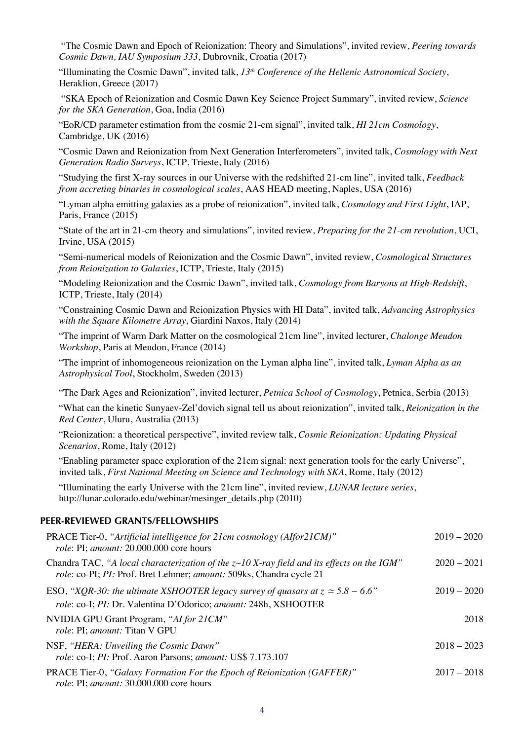"The Cosmic Dawn and Epoch of Reionization: Theory and Simulations", invited review, *Peering towards Cosmic Dawn, IAU Symposium 333*, Dubrovnik, Croatia (2017)

"Illuminating the Cosmic Dawn", invited talk, *13th Conference of the Hellenic Astronomical Society*, Heraklion, Greece (2017)

"SKA Epoch of Reionization and Cosmic Dawn Key Science Project Summary", invited review, *Science for the SKA Generation*, Goa, India (2016)

"EoR/CD parameter estimation from the cosmic 21-cm signal", invited talk, *HI 21cm Cosmology*, Cambridge, UK (2016)

"Cosmic Dawn and Reionization from Next Generation Interferometers", invited talk, *Cosmology with Next Generation Radio Surveys*, ICTP, Trieste, Italy (2016)

"Studying the first X-ray sources in our Universe with the redshifted 21-cm line", invited talk, *Feedback from accreting binaries in cosmological scales*, AAS HEAD meeting, Naples, USA (2016)

"Lyman alpha emitting galaxies as a probe of reionization", invited talk, *Cosmology and First Light*, IAP, Paris, France (2015)

"State of the art in 21-cm theory and simulations", invited review, *Preparing for the 21-cm revolution*, UCI, Irvine, USA (2015)

"Semi-numerical models of Reionization and the Cosmic Dawn", invited review, *Cosmological Structures from Reionization to Galaxies*, ICTP, Trieste, Italy (2015)

"Modeling Reionization and the Cosmic Dawn", invited talk, *Cosmology from Baryons at High-Redshift*, ICTP, Trieste, Italy (2014)

"Constraining Cosmic Dawn and Reionization Physics with HI Data", invited talk, *Advancing Astrophysics with the Square Kilometre Array*, Giardini Naxos, Italy (2014)

"The imprint of Warm Dark Matter on the cosmological 21cm line", invited lecturer, *Chalonge Meudon Workshop*, Paris at Meudon, France (2014)

"The imprint of inhomogeneous reionization on the Lyman alpha line", invited talk, *Lyman Alpha as an Astrophysical Tool*, Stockholm, Sweden (2013)

"The Dark Ages and Reionization", invited lecturer, *Petnica School of Cosmology*, Petnica, Serbia (2013)

"What can the kinetic Sunyaev-Zel'dovich signal tell us about reionization", invited talk, *Reionization in the Red Center*, Uluru, Australia (2013)

"Reionization: a theoretical perspective", invited review talk, *Cosmic Reionization: Updating Physical Scenarios*, Rome, Italy (2012)

"Enabling parameter space exploration of the 21cm signal: next generation tools for the early Universe", invited talk, *First National Meeting on Science and Technology with SKA*, Rome, Italy (2012)

"Illuminating the early Universe with the 21cm line", invited review, *LUNAR lecture series*, http://lunar.colorado.edu/webinar/mesinger_details.php (2010)

## PEER-REVIEWED GRANTS/FELLOWSHIPS

PRACE Tier-0, *"Artificial intelligence for 21cm cosmology (AIfor21CM)"* — 2019 – 2020
*role*: PI; *amount:* 20.000.000 core hours

Chandra TAC, *"A local characterization of the $z{\sim}10$ X-ray field and its effects on the IGM"* — 2020 – 2021
*role*: co-PI; *PI:* Prof. Bret Lehmer; *amount:* 509ks, Chandra cycle 21

ESO, *"XQR-30: the ultimate XSHOOTER legacy survey of quasars at $z \simeq 5.8 - 6.6$"* — 2019 – 2020
*role*: co-I; *PI:* Dr. Valentina D'Odorico; *amount:* 248h, XSHOOTER

NVIDIA GPU Grant Program, *"AI for 21CM"* — 2018
*role*: PI; *amount:* Titan V GPU

NSF, *"HERA: Unveiling the Cosmic Dawn"* — 2018 – 2023
*role*: co-I; *PI:* Prof. Aaron Parsons; *amount:* US$ 7.173.107

PRACE Tier-0, *"Galaxy Formation For the Epoch of Reionization (GAFFER)"* — 2017 – 2018
*role*: PI; *amount:* 30.000.000 core hours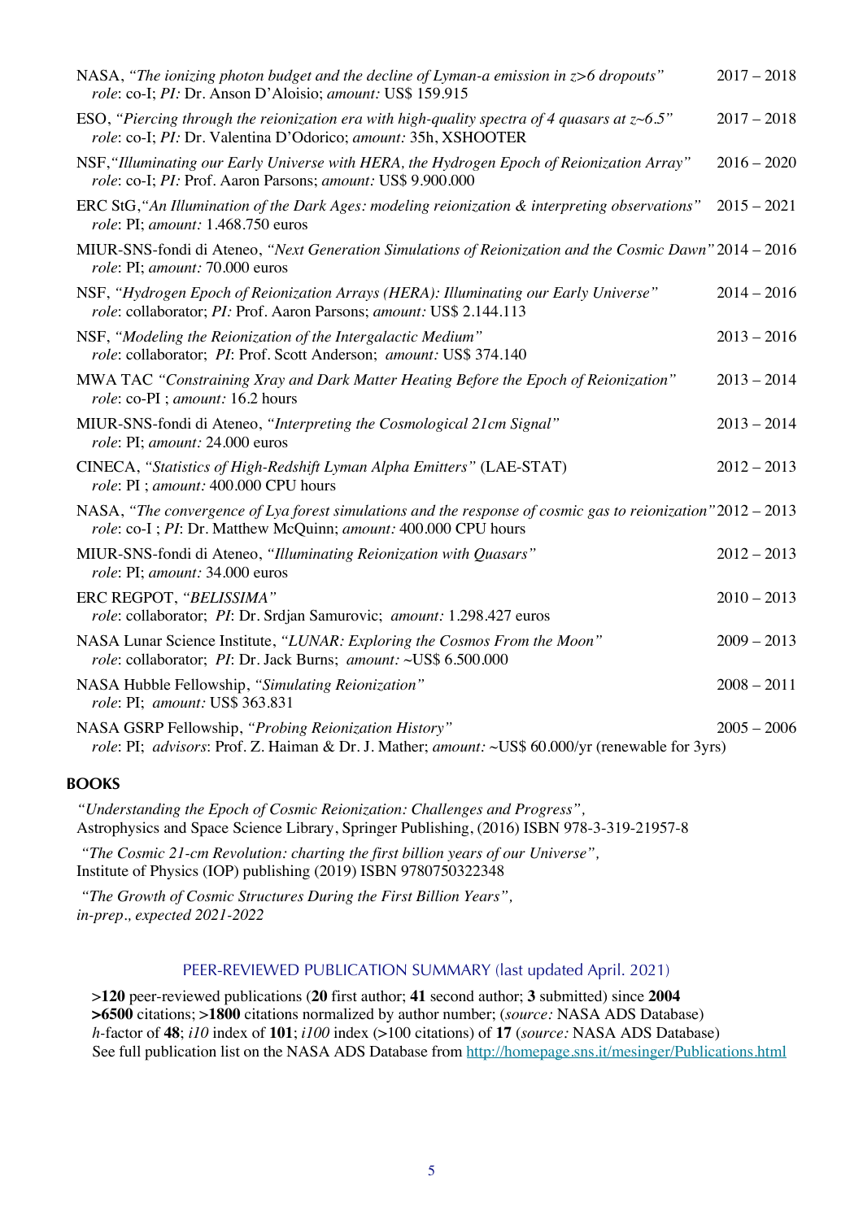NASA, *"The ionizing photon budget and the decline of Lyman-a emission in z>6 dropouts"* 2017 – 2018
*role*: co-I; *PI:* Dr. Anson D'Aloisio; *amount:* US$ 159.915

ESO, *"Piercing through the reionization era with high-quality spectra of 4 quasars at z~6.5"* 2017 – 2018
*role*: co-I; *PI:* Dr. Valentina D'Odorico; *amount:* 35h, XSHOOTER

NSF, *"Illuminating our Early Universe with HERA, the Hydrogen Epoch of Reionization Array"* 2016 – 2020
*role*: co-I; *PI:* Prof. Aaron Parsons; *amount:* US$ 9.900.000

ERC StG, *"An Illumination of the Dark Ages: modeling reionization & interpreting observations"* 2015 – 2021
*role*: PI; *amount:* 1.468.750 euros

MIUR-SNS-fondi di Ateneo, *"Next Generation Simulations of Reionization and the Cosmic Dawn"* 2014 – 2016
*role*: PI; *amount:* 70.000 euros

NSF, *"Hydrogen Epoch of Reionization Arrays (HERA): Illuminating our Early Universe"* 2014 – 2016
*role*: collaborator; *PI:* Prof. Aaron Parsons; *amount:* US$ 2.144.113

NSF, *"Modeling the Reionization of the Intergalactic Medium"* 2013 – 2016
*role*: collaborator; *PI*: Prof. Scott Anderson; *amount:* US$ 374.140

MWA TAC *"Constraining Xray and Dark Matter Heating Before the Epoch of Reionization"* 2013 – 2014
*role*: co-PI ; *amount:* 16.2 hours

MIUR-SNS-fondi di Ateneo, *"Interpreting the Cosmological 21cm Signal"* 2013 – 2014
*role*: PI; *amount:* 24.000 euros

CINECA, *"Statistics of High-Redshift Lyman Alpha Emitters"* (LAE-STAT) 2012 – 2013
*role*: PI ; *amount:* 400.000 CPU hours

NASA, *"The convergence of Lya forest simulations and the response of cosmic gas to reionization"* 2012 – 2013
*role*: co-I ; *PI*: Dr. Matthew McQuinn; *amount:* 400.000 CPU hours

MIUR-SNS-fondi di Ateneo, *"Illuminating Reionization with Quasars"* 2012 – 2013
*role*: PI; *amount:* 34.000 euros

ERC REGPOT, *"BELISSIMA"* 2010 – 2013
*role*: collaborator; *PI*: Dr. Srdjan Samurovic; *amount:* 1.298.427 euros

NASA Lunar Science Institute, *"LUNAR: Exploring the Cosmos From the Moon"* 2009 – 2013
*role*: collaborator; *PI*: Dr. Jack Burns; *amount:* ~US$ 6.500.000

NASA Hubble Fellowship, *"Simulating Reionization"* 2008 – 2011
*role*: PI; *amount:* US$ 363.831

NASA GSRP Fellowship, *"Probing Reionization History"* 2005 – 2006
*role*: PI; *advisors*: Prof. Z. Haiman & Dr. J. Mather; *amount:* ~US$ 60.000/yr (renewable for 3yrs)

## BOOKS

*"Understanding the Epoch of Cosmic Reionization: Challenges and Progress",*
Astrophysics and Space Science Library, Springer Publishing, (2016) ISBN 978-3-319-21957-8

*"The Cosmic 21-cm Revolution: charting the first billion years of our Universe",*
Institute of Physics (IOP) publishing (2019) ISBN 9780750322348

*"The Growth of Cosmic Structures During the First Billion Years",*
*in-prep., expected 2021-2022*

## PEER-REVIEWED PUBLICATION SUMMARY (last updated April. 2021)

**>120** peer-reviewed publications (**20** first author; **41** second author; **3** submitted) since **2004**
**>6500** citations; **>1800** citations normalized by author number; (*source:* NASA ADS Database)
*h*-factor of **48**; *i10* index of **101**; *i100* index (>100 citations) of **17** (*source:* NASA ADS Database)
See full publication list on the NASA ADS Database from http://homepage.sns.it/mesinger/Publications.html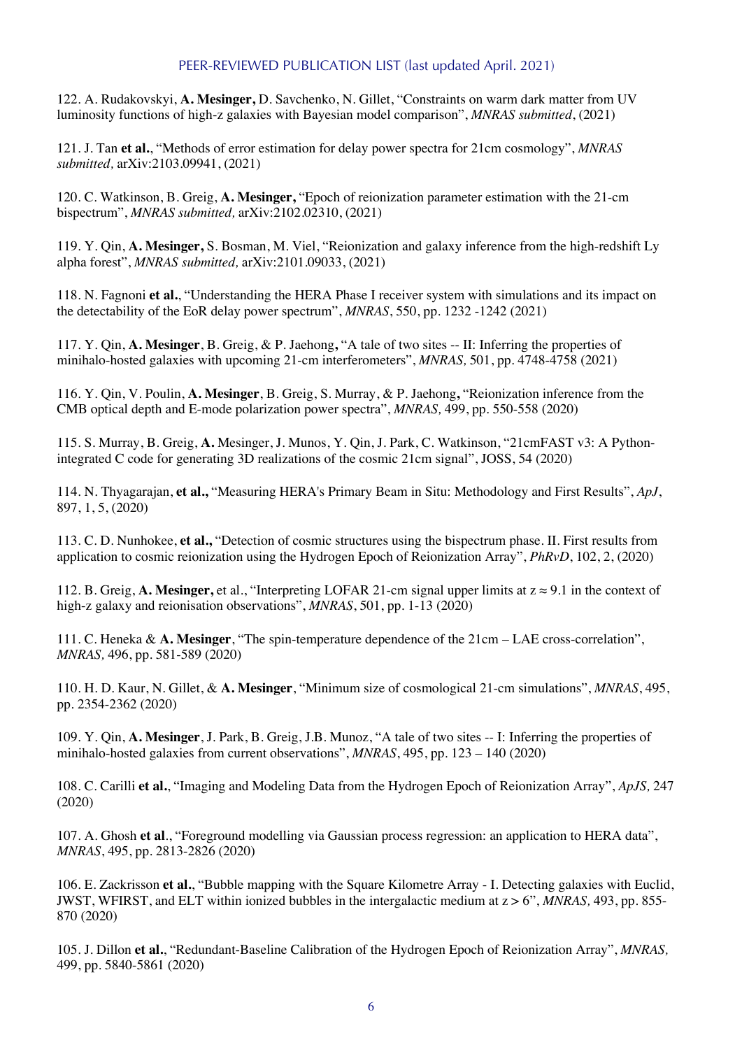## PEER-REVIEWED PUBLICATION LIST (last updated April. 2021)

122. A. Rudakovskyi, **A. Mesinger,** D. Savchenko, N. Gillet, "Constraints on warm dark matter from UV luminosity functions of high-z galaxies with Bayesian model comparison", *MNRAS submitted*, (2021)

121. J. Tan **et al.**, "Methods of error estimation for delay power spectra for 21cm cosmology", *MNRAS submitted,* arXiv:2103.09941, (2021)

120. C. Watkinson, B. Greig, **A. Mesinger,** "Epoch of reionization parameter estimation with the 21-cm bispectrum", *MNRAS submitted,* arXiv:2102.02310, (2021)

119. Y. Qin, **A. Mesinger,** S. Bosman, M. Viel, "Reionization and galaxy inference from the high-redshift Ly alpha forest", *MNRAS submitted,* arXiv:2101.09033, (2021)

118. N. Fagnoni **et al.**, "Understanding the HERA Phase I receiver system with simulations and its impact on the detectability of the EoR delay power spectrum", *MNRAS*, 550, pp. 1232 -1242 (2021)

117. Y. Qin, **A. Mesinger**, B. Greig, & P. Jaehong**,** "A tale of two sites -- II: Inferring the properties of minihalo-hosted galaxies with upcoming 21-cm interferometers", *MNRAS,* 501, pp. 4748-4758 (2021)

116. Y. Qin, V. Poulin, **A. Mesinger**, B. Greig, S. Murray, & P. Jaehong**,** "Reionization inference from the CMB optical depth and E-mode polarization power spectra", *MNRAS,* 499, pp. 550-558 (2020)

115. S. Murray, B. Greig, **A.** Mesinger, J. Munos, Y. Qin, J. Park, C. Watkinson, "21cmFAST v3: A Python-integrated C code for generating 3D realizations of the cosmic 21cm signal", JOSS, 54 (2020)

114. N. Thyagarajan, **et al.,** "Measuring HERA's Primary Beam in Situ: Methodology and First Results", *ApJ*, 897, 1, 5, (2020)

113. C. D. Nunhokee, **et al.,** "Detection of cosmic structures using the bispectrum phase. II. First results from application to cosmic reionization using the Hydrogen Epoch of Reionization Array", *PhRvD*, 102, 2, (2020)

112. B. Greig, **A. Mesinger,** et al., "Interpreting LOFAR 21-cm signal upper limits at $z \approx 9.1$ in the context of high-z galaxy and reionisation observations", *MNRAS*, 501, pp. 1-13 (2020)

111. C. Heneka & **A. Mesinger**, "The spin-temperature dependence of the 21cm – LAE cross-correlation", *MNRAS,* 496, pp. 581-589 (2020)

110. H. D. Kaur, N. Gillet, & **A. Mesinger**, "Minimum size of cosmological 21-cm simulations", *MNRAS*, 495, pp. 2354-2362 (2020)

109. Y. Qin, **A. Mesinger**, J. Park, B. Greig, J.B. Munoz, "A tale of two sites -- I: Inferring the properties of minihalo-hosted galaxies from current observations", *MNRAS*, 495, pp. 123 – 140 (2020)

108. C. Carilli **et al.**, "Imaging and Modeling Data from the Hydrogen Epoch of Reionization Array", *ApJS,* 247 (2020)

107. A. Ghosh **et al**., "Foreground modelling via Gaussian process regression: an application to HERA data", *MNRAS*, 495, pp. 2813-2826 (2020)

106. E. Zackrisson **et al.**, "Bubble mapping with the Square Kilometre Array - I. Detecting galaxies with Euclid, JWST, WFIRST, and ELT within ionized bubbles in the intergalactic medium at $z > 6$", *MNRAS,* 493, pp. 855-870 (2020)

105. J. Dillon **et al.**, "Redundant-Baseline Calibration of the Hydrogen Epoch of Reionization Array", *MNRAS,* 499, pp. 5840-5861 (2020)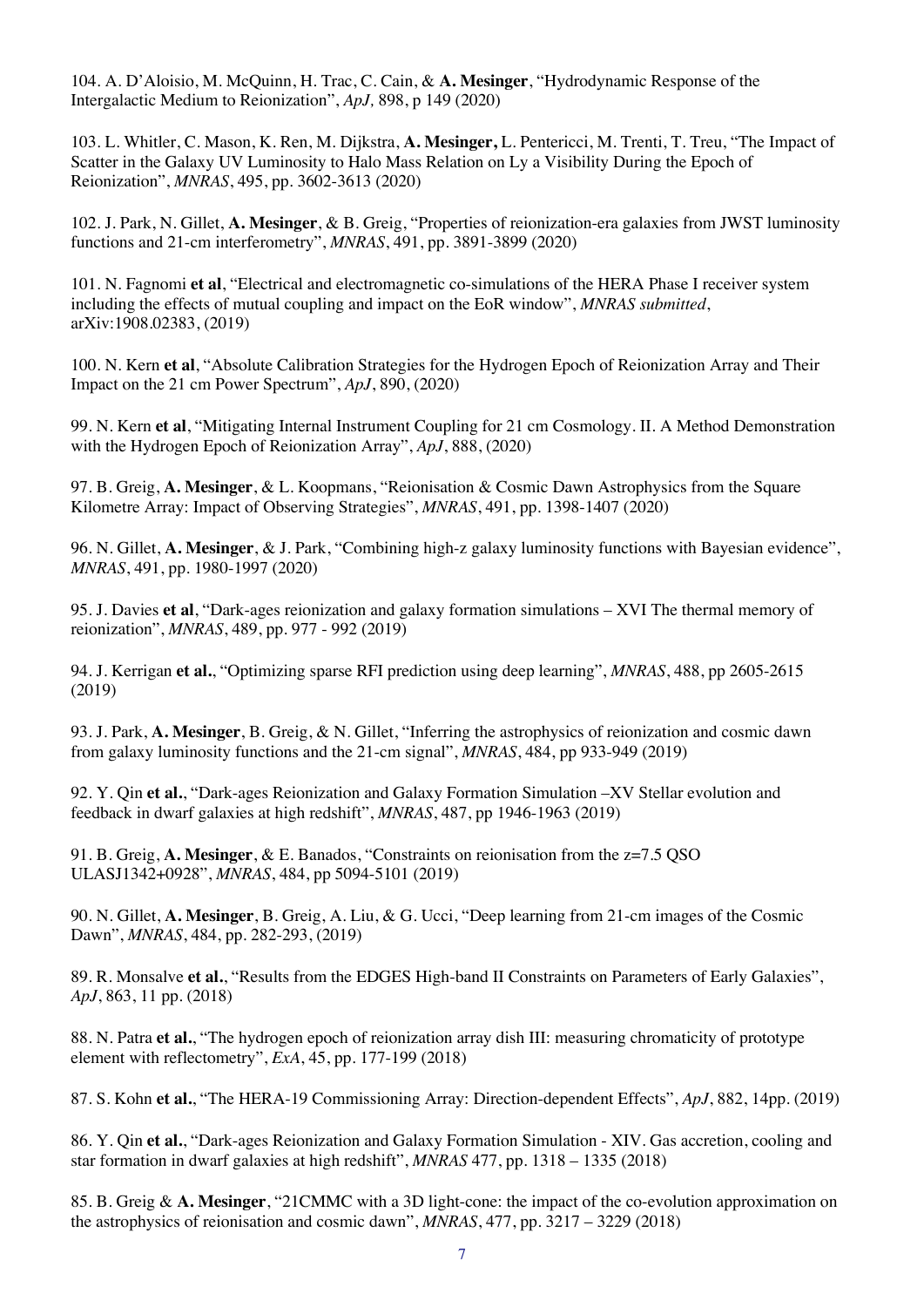104. A. D'Aloisio, M. McQuinn, H. Trac, C. Cain, & **A. Mesinger**, "Hydrodynamic Response of the Intergalactic Medium to Reionization", *ApJ,* 898, p 149 (2020)

103. L. Whitler, C. Mason, K. Ren, M. Dijkstra, **A. Mesinger,** L. Pentericci, M. Trenti, T. Treu, "The Impact of Scatter in the Galaxy UV Luminosity to Halo Mass Relation on Ly a Visibility During the Epoch of Reionization", *MNRAS*, 495, pp. 3602-3613 (2020)

102. J. Park, N. Gillet, **A. Mesinger**, & B. Greig, "Properties of reionization-era galaxies from JWST luminosity functions and 21-cm interferometry", *MNRAS*, 491, pp. 3891-3899 (2020)

101. N. Fagnomi **et al**, "Electrical and electromagnetic co-simulations of the HERA Phase I receiver system including the effects of mutual coupling and impact on the EoR window", *MNRAS submitted*, arXiv:1908.02383, (2019)

100. N. Kern **et al**, "Absolute Calibration Strategies for the Hydrogen Epoch of Reionization Array and Their Impact on the 21 cm Power Spectrum", *ApJ*, 890, (2020)

99. N. Kern **et al**, "Mitigating Internal Instrument Coupling for 21 cm Cosmology. II. A Method Demonstration with the Hydrogen Epoch of Reionization Array", *ApJ*, 888, (2020)

97. B. Greig, **A. Mesinger**, & L. Koopmans, "Reionisation & Cosmic Dawn Astrophysics from the Square Kilometre Array: Impact of Observing Strategies", *MNRAS*, 491, pp. 1398-1407 (2020)

96. N. Gillet, **A. Mesinger**, & J. Park, "Combining high-z galaxy luminosity functions with Bayesian evidence", *MNRAS*, 491, pp. 1980-1997 (2020)

95. J. Davies **et al**, "Dark-ages reionization and galaxy formation simulations – XVI The thermal memory of reionization", *MNRAS*, 489, pp. 977 - 992 (2019)

94. J. Kerrigan **et al.**, "Optimizing sparse RFI prediction using deep learning", *MNRAS*, 488, pp 2605-2615 (2019)

93. J. Park, **A. Mesinger**, B. Greig, & N. Gillet, "Inferring the astrophysics of reionization and cosmic dawn from galaxy luminosity functions and the 21-cm signal", *MNRAS*, 484, pp 933-949 (2019)

92. Y. Qin **et al.**, "Dark-ages Reionization and Galaxy Formation Simulation –XV Stellar evolution and feedback in dwarf galaxies at high redshift", *MNRAS*, 487, pp 1946-1963 (2019)

91. B. Greig, **A. Mesinger**, & E. Banados, "Constraints on reionisation from the z=7.5 QSO ULASJ1342+0928", *MNRAS*, 484, pp 5094-5101 (2019)

90. N. Gillet, **A. Mesinger**, B. Greig, A. Liu, & G. Ucci, "Deep learning from 21-cm images of the Cosmic Dawn", *MNRAS*, 484, pp. 282-293, (2019)

89. R. Monsalve **et al.**, "Results from the EDGES High-band II Constraints on Parameters of Early Galaxies", *ApJ*, 863, 11 pp. (2018)

88. N. Patra **et al.**, "The hydrogen epoch of reionization array dish III: measuring chromaticity of prototype element with reflectometry", *ExA*, 45, pp. 177-199 (2018)

87. S. Kohn **et al.**, "The HERA-19 Commissioning Array: Direction-dependent Effects", *ApJ*, 882, 14pp. (2019)

86. Y. Qin **et al.**, "Dark-ages Reionization and Galaxy Formation Simulation - XIV. Gas accretion, cooling and star formation in dwarf galaxies at high redshift", *MNRAS* 477, pp. 1318 – 1335 (2018)

85. B. Greig & **A. Mesinger**, "21CMMC with a 3D light-cone: the impact of the co-evolution approximation on the astrophysics of reionisation and cosmic dawn", *MNRAS*, 477, pp. 3217 – 3229 (2018)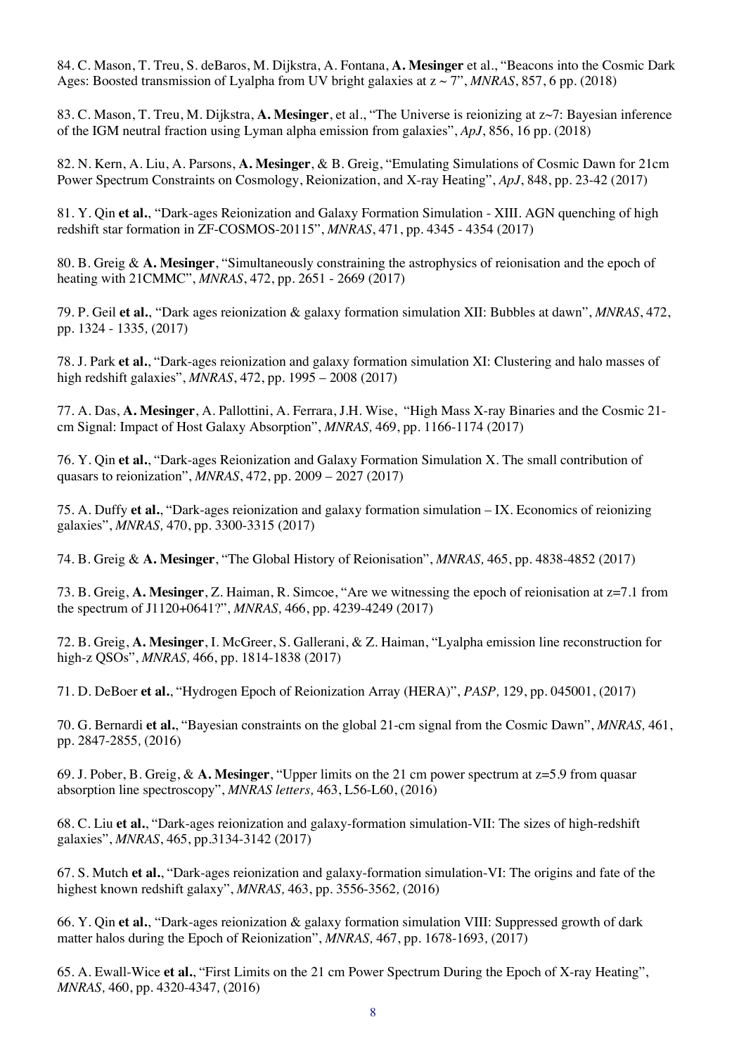84. C. Mason, T. Treu, S. deBaros, M. Dijkstra, A. Fontana, **A. Mesinger** et al., "Beacons into the Cosmic Dark Ages: Boosted transmission of Lyalpha from UV bright galaxies at z ~ 7", *MNRAS*, 857, 6 pp. (2018)

83. C. Mason, T. Treu, M. Dijkstra, **A. Mesinger**, et al., "The Universe is reionizing at z~7: Bayesian inference of the IGM neutral fraction using Lyman alpha emission from galaxies", *ApJ*, 856, 16 pp. (2018)

82. N. Kern, A. Liu, A. Parsons, **A. Mesinger**, & B. Greig, "Emulating Simulations of Cosmic Dawn for 21cm Power Spectrum Constraints on Cosmology, Reionization, and X-ray Heating", *ApJ*, 848, pp. 23-42 (2017)

81. Y. Qin **et al.**, "Dark-ages Reionization and Galaxy Formation Simulation - XIII. AGN quenching of high redshift star formation in ZF-COSMOS-20115", *MNRAS*, 471, pp. 4345 - 4354 (2017)

80. B. Greig & **A. Mesinger**, "Simultaneously constraining the astrophysics of reionisation and the epoch of heating with 21CMMC", *MNRAS*, 472, pp. 2651 - 2669 (2017)

79. P. Geil **et al.**, "Dark ages reionization & galaxy formation simulation XII: Bubbles at dawn", *MNRAS*, 472, pp. 1324 - 1335, (2017)

78. J. Park **et al.**, "Dark-ages reionization and galaxy formation simulation XI: Clustering and halo masses of high redshift galaxies", *MNRAS*, 472, pp. 1995 – 2008 (2017)

77. A. Das, **A. Mesinger**, A. Pallottini, A. Ferrara, J.H. Wise, "High Mass X-ray Binaries and the Cosmic 21-cm Signal: Impact of Host Galaxy Absorption", *MNRAS,* 469, pp. 1166-1174 (2017)

76. Y. Qin **et al.**, "Dark-ages Reionization and Galaxy Formation Simulation X. The small contribution of quasars to reionization", *MNRAS*, 472, pp. 2009 – 2027 (2017)

75. A. Duffy **et al.**, "Dark-ages reionization and galaxy formation simulation – IX. Economics of reionizing galaxies", *MNRAS,* 470, pp. 3300-3315 (2017)

74. B. Greig & **A. Mesinger**, "The Global History of Reionisation", *MNRAS,* 465, pp. 4838-4852 (2017)

73. B. Greig, **A. Mesinger**, Z. Haiman, R. Simcoe, "Are we witnessing the epoch of reionisation at z=7.1 from the spectrum of J1120+0641?", *MNRAS,* 466, pp. 4239-4249 (2017)

72. B. Greig, **A. Mesinger**, I. McGreer, S. Gallerani, & Z. Haiman, "Lyalpha emission line reconstruction for high-z QSOs", *MNRAS,* 466, pp. 1814-1838 (2017)

71. D. DeBoer **et al.**, "Hydrogen Epoch of Reionization Array (HERA)", *PASP,* 129, pp. 045001, (2017)

70. G. Bernardi **et al.**, "Bayesian constraints on the global 21-cm signal from the Cosmic Dawn", *MNRAS,* 461, pp. 2847-2855, (2016)

69. J. Pober, B. Greig, & **A. Mesinger**, "Upper limits on the 21 cm power spectrum at z=5.9 from quasar absorption line spectroscopy", *MNRAS letters,* 463, L56-L60, (2016)

68. C. Liu **et al.**, "Dark-ages reionization and galaxy-formation simulation-VII: The sizes of high-redshift galaxies", *MNRAS*, 465, pp.3134-3142 (2017)

67. S. Mutch **et al.**, "Dark-ages reionization and galaxy-formation simulation-VI: The origins and fate of the highest known redshift galaxy", *MNRAS,* 463, pp. 3556-3562, (2016)

66. Y. Qin **et al.**, "Dark-ages reionization & galaxy formation simulation VIII: Suppressed growth of dark matter halos during the Epoch of Reionization", *MNRAS,* 467, pp. 1678-1693, (2017)

65. A. Ewall-Wice **et al.**, "First Limits on the 21 cm Power Spectrum During the Epoch of X-ray Heating", *MNRAS,* 460, pp. 4320-4347, (2016)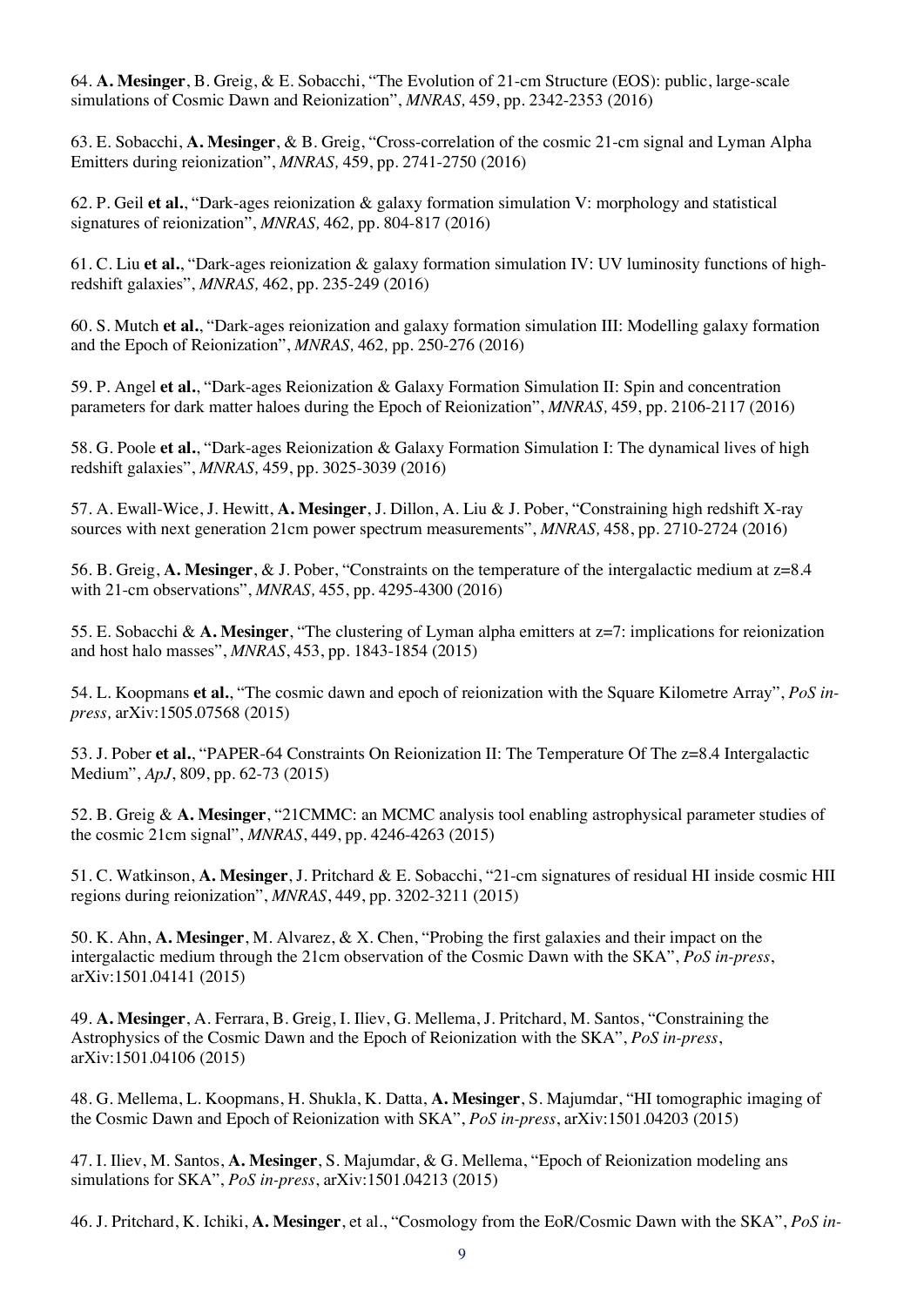64. **A. Mesinger**, B. Greig, & E. Sobacchi, "The Evolution of 21-cm Structure (EOS): public, large-scale simulations of Cosmic Dawn and Reionization", *MNRAS,* 459, pp. 2342-2353 (2016)

63. E. Sobacchi, **A. Mesinger**, & B. Greig, "Cross-correlation of the cosmic 21-cm signal and Lyman Alpha Emitters during reionization", *MNRAS,* 459, pp. 2741-2750 (2016)

62. P. Geil **et al.**, "Dark-ages reionization & galaxy formation simulation V: morphology and statistical signatures of reionization", *MNRAS,* 462*,* pp. 804-817 (2016)

61. C. Liu **et al.**, "Dark-ages reionization & galaxy formation simulation IV: UV luminosity functions of high-redshift galaxies", *MNRAS,* 462, pp. 235-249 (2016)

60. S. Mutch **et al.**, "Dark-ages reionization and galaxy formation simulation III: Modelling galaxy formation and the Epoch of Reionization", *MNRAS,* 462*,* pp. 250-276 (2016)

59. P. Angel **et al.**, "Dark-ages Reionization & Galaxy Formation Simulation II: Spin and concentration parameters for dark matter haloes during the Epoch of Reionization", *MNRAS,* 459, pp. 2106-2117 (2016)

58. G. Poole **et al.**, "Dark-ages Reionization & Galaxy Formation Simulation I: The dynamical lives of high redshift galaxies", *MNRAS,* 459, pp. 3025-3039 (2016)

57. A. Ewall-Wice, J. Hewitt, **A. Mesinger**, J. Dillon, A. Liu & J. Pober, "Constraining high redshift X-ray sources with next generation 21cm power spectrum measurements", *MNRAS,* 458, pp. 2710-2724 (2016)

56. B. Greig, **A. Mesinger**, & J. Pober, "Constraints on the temperature of the intergalactic medium at z=8.4 with 21-cm observations", *MNRAS,* 455, pp. 4295-4300 (2016)

55. E. Sobacchi & **A. Mesinger**, "The clustering of Lyman alpha emitters at z=7: implications for reionization and host halo masses", *MNRAS*, 453, pp. 1843-1854 (2015)

54. L. Koopmans **et al.**, "The cosmic dawn and epoch of reionization with the Square Kilometre Array", *PoS in-press,* arXiv:1505.07568 (2015)

53. J. Pober **et al.**, "PAPER-64 Constraints On Reionization II: The Temperature Of The z=8.4 Intergalactic Medium", *ApJ*, 809, pp. 62-73 (2015)

52. B. Greig & **A. Mesinger**, "21CMMC: an MCMC analysis tool enabling astrophysical parameter studies of the cosmic 21cm signal", *MNRAS*, 449, pp. 4246-4263 (2015)

51. C. Watkinson, **A. Mesinger**, J. Pritchard & E. Sobacchi, "21-cm signatures of residual HI inside cosmic HII regions during reionization", *MNRAS*, 449, pp. 3202-3211 (2015)

50. K. Ahn, **A. Mesinger**, M. Alvarez, & X. Chen, "Probing the first galaxies and their impact on the intergalactic medium through the 21cm observation of the Cosmic Dawn with the SKA", *PoS in-press*, arXiv:1501.04141 (2015)

49. **A. Mesinger**, A. Ferrara, B. Greig, I. Iliev, G. Mellema, J. Pritchard, M. Santos, "Constraining the Astrophysics of the Cosmic Dawn and the Epoch of Reionization with the SKA", *PoS in-press*, arXiv:1501.04106 (2015)

48. G. Mellema, L. Koopmans, H. Shukla, K. Datta, **A. Mesinger**, S. Majumdar, "HI tomographic imaging of the Cosmic Dawn and Epoch of Reionization with SKA", *PoS in-press*, arXiv:1501.04203 (2015)

47. I. Iliev, M. Santos, **A. Mesinger**, S. Majumdar, & G. Mellema, "Epoch of Reionization modeling ans simulations for SKA", *PoS in-press*, arXiv:1501.04213 (2015)

46. J. Pritchard, K. Ichiki, **A. Mesinger**, et al., "Cosmology from the EoR/Cosmic Dawn with the SKA", *PoS in-*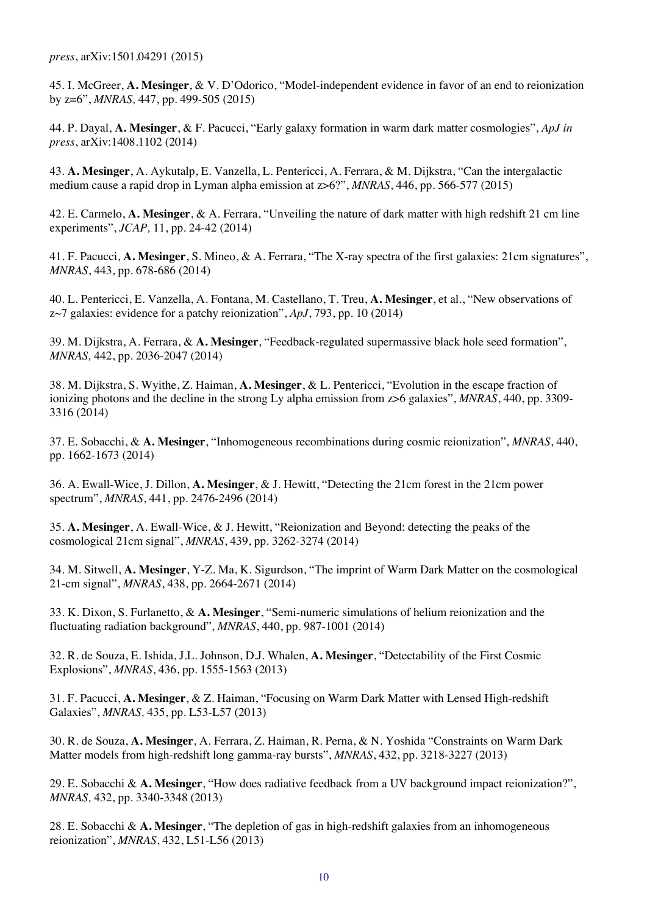*press*, arXiv:1501.04291 (2015)

45. I. McGreer, **A. Mesinger**, & V. D'Odorico, "Model-independent evidence in favor of an end to reionization by z=6", *MNRAS,* 447, pp. 499-505 (2015)

44. P. Dayal, **A. Mesinger**, & F. Pacucci, "Early galaxy formation in warm dark matter cosmologies", *ApJ in press*, arXiv:1408.1102 (2014)

43. **A. Mesinger**, A. Aykutalp, E. Vanzella, L. Pentericci, A. Ferrara, & M. Dijkstra, "Can the intergalactic medium cause a rapid drop in Lyman alpha emission at z>6?", *MNRAS*, 446, pp. 566-577 (2015)

42. E. Carmelo, **A. Mesinger**, & A. Ferrara, "Unveiling the nature of dark matter with high redshift 21 cm line experiments", *JCAP,* 11, pp. 24-42 (2014)

41. F. Pacucci, **A. Mesinger**, S. Mineo, & A. Ferrara, "The X-ray spectra of the first galaxies: 21cm signatures", *MNRAS*, 443, pp. 678-686 (2014)

40. L. Pentericci, E. Vanzella, A. Fontana, M. Castellano, T. Treu, **A. Mesinger**, et al., "New observations of z~7 galaxies: evidence for a patchy reionization", *ApJ*, 793, pp. 10 (2014)

39. M. Dijkstra, A. Ferrara, & **A. Mesinger**, "Feedback-regulated supermassive black hole seed formation", *MNRAS,* 442, pp. 2036-2047 (2014)

38. M. Dijkstra, S. Wyithe, Z. Haiman, **A. Mesinger**, & L. Pentericci, "Evolution in the escape fraction of ionizing photons and the decline in the strong Ly alpha emission from z>6 galaxies", *MNRAS*, 440, pp. 3309-3316 (2014)

37. E. Sobacchi, & **A. Mesinger**, "Inhomogeneous recombinations during cosmic reionization", *MNRAS*, 440, pp. 1662-1673 (2014)

36. A. Ewall-Wice, J. Dillon, **A. Mesinger**, & J. Hewitt, "Detecting the 21cm forest in the 21cm power spectrum", *MNRAS*, 441, pp. 2476-2496 (2014)

35. **A. Mesinger**, A. Ewall-Wice, & J. Hewitt, "Reionization and Beyond: detecting the peaks of the cosmological 21cm signal", *MNRAS*, 439, pp. 3262-3274 (2014)

34. M. Sitwell, **A. Mesinger**, Y-Z. Ma, K. Sigurdson, "The imprint of Warm Dark Matter on the cosmological 21-cm signal", *MNRAS*, 438, pp. 2664-2671 (2014)

33. K. Dixon, S. Furlanetto, & **A. Mesinger**, "Semi-numeric simulations of helium reionization and the fluctuating radiation background", *MNRAS*, 440, pp. 987-1001 (2014)

32. R. de Souza, E. Ishida, J.L. Johnson, D.J. Whalen, **A. Mesinger**, "Detectability of the First Cosmic Explosions", *MNRAS*, 436, pp. 1555-1563 (2013)

31. F. Pacucci, **A. Mesinger**, & Z. Haiman, "Focusing on Warm Dark Matter with Lensed High-redshift Galaxies", *MNRAS,* 435, pp. L53-L57 (2013)

30. R. de Souza, **A. Mesinger**, A. Ferrara, Z. Haiman, R. Perna, & N. Yoshida "Constraints on Warm Dark Matter models from high-redshift long gamma-ray bursts", *MNRAS*, 432, pp. 3218-3227 (2013)

29. E. Sobacchi & **A. Mesinger**, "How does radiative feedback from a UV background impact reionization?", *MNRAS,* 432, pp. 3340-3348 (2013)

28. E. Sobacchi & **A. Mesinger**, "The depletion of gas in high-redshift galaxies from an inhomogeneous reionization", *MNRAS*, 432, L51-L56 (2013)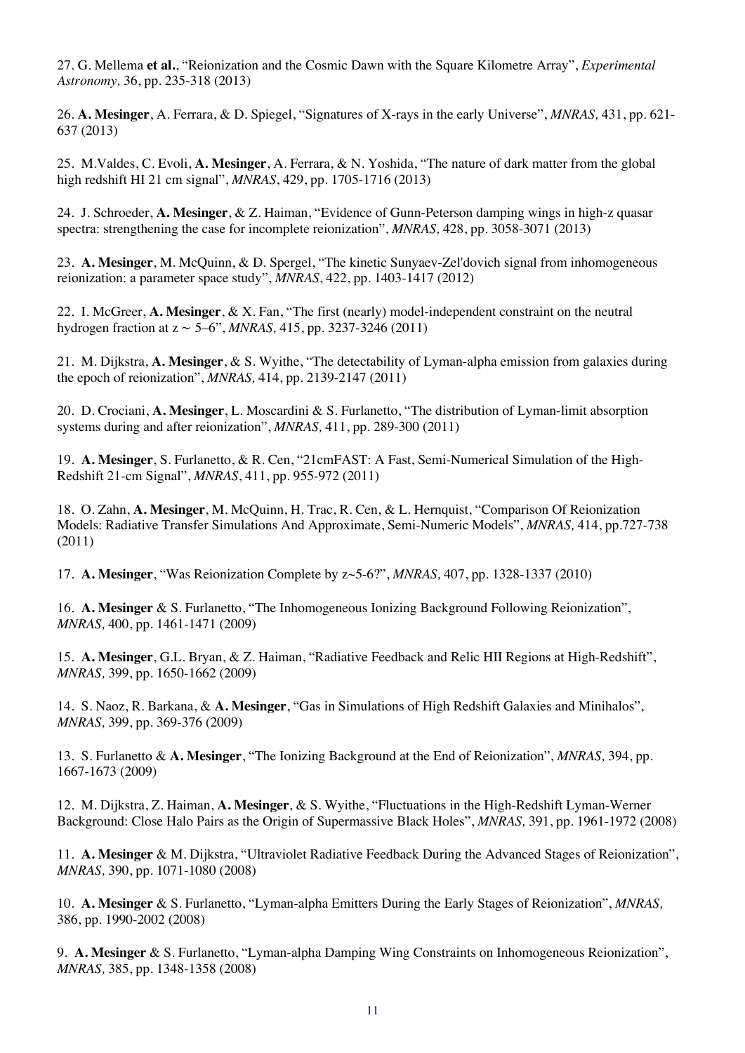27. G. Mellema **et al.**, "Reionization and the Cosmic Dawn with the Square Kilometre Array", *Experimental Astronomy,* 36, pp. 235-318 (2013)

26. **A. Mesinger**, A. Ferrara, & D. Spiegel, "Signatures of X-rays in the early Universe", *MNRAS,* 431, pp. 621-637 (2013)

25. M.Valdes, C. Evoli, **A. Mesinger**, A. Ferrara, & N. Yoshida, "The nature of dark matter from the global high redshift HI 21 cm signal", *MNRAS*, 429, pp. 1705-1716 (2013)

24. J. Schroeder, **A. Mesinger**, & Z. Haiman, "Evidence of Gunn-Peterson damping wings in high-z quasar spectra: strengthening the case for incomplete reionization", *MNRAS,* 428, pp. 3058-3071 (2013)

23. **A. Mesinger**, M. McQuinn, & D. Spergel, "The kinetic Sunyaev-Zel'dovich signal from inhomogeneous reionization: a parameter space study", *MNRAS*, 422, pp. 1403-1417 (2012)

22. I. McGreer, **A. Mesinger**, & X. Fan, "The first (nearly) model-independent constraint on the neutral hydrogen fraction at z ~ 5–6", *MNRAS,* 415, pp. 3237-3246 (2011)

21. M. Dijkstra, **A. Mesinger**, & S. Wyithe, "The detectability of Lyman-alpha emission from galaxies during the epoch of reionization", *MNRAS,* 414, pp. 2139-2147 (2011)

20. D. Crociani, **A. Mesinger**, L. Moscardini & S. Furlanetto, "The distribution of Lyman-limit absorption systems during and after reionization", *MNRAS,* 411, pp. 289-300 (2011)

19. **A. Mesinger**, S. Furlanetto, & R. Cen, "21cmFAST: A Fast, Semi-Numerical Simulation of the High-Redshift 21-cm Signal", *MNRAS*, 411, pp. 955-972 (2011)

18. O. Zahn, **A. Mesinger**, M. McQuinn, H. Trac, R. Cen, & L. Hernquist, "Comparison Of Reionization Models: Radiative Transfer Simulations And Approximate, Semi-Numeric Models", *MNRAS,* 414, pp.727-738 (2011)

17. **A. Mesinger**, "Was Reionization Complete by z~5-6?", *MNRAS,* 407, pp. 1328-1337 (2010)

16. **A. Mesinger** & S. Furlanetto, "The Inhomogeneous Ionizing Background Following Reionization", *MNRAS,* 400, pp. 1461-1471 (2009)

15. **A. Mesinger**, G.L. Bryan, & Z. Haiman, "Radiative Feedback and Relic HII Regions at High-Redshift", *MNRAS,* 399, pp. 1650-1662 (2009)

14. S. Naoz, R. Barkana, & **A. Mesinger**, "Gas in Simulations of High Redshift Galaxies and Minihalos", *MNRAS,* 399, pp. 369-376 (2009)

13. S. Furlanetto & **A. Mesinger**, "The Ionizing Background at the End of Reionization", *MNRAS,* 394, pp. 1667-1673 (2009)

12. M. Dijkstra, Z. Haiman, **A. Mesinger**, & S. Wyithe, "Fluctuations in the High-Redshift Lyman-Werner Background: Close Halo Pairs as the Origin of Supermassive Black Holes", *MNRAS,* 391, pp. 1961-1972 (2008)

11. **A. Mesinger** & M. Dijkstra, "Ultraviolet Radiative Feedback During the Advanced Stages of Reionization", *MNRAS,* 390, pp. 1071-1080 (2008)

10. **A. Mesinger** & S. Furlanetto, "Lyman-alpha Emitters During the Early Stages of Reionization", *MNRAS,* 386, pp. 1990-2002 (2008)

9. **A. Mesinger** & S. Furlanetto, "Lyman-alpha Damping Wing Constraints on Inhomogeneous Reionization", *MNRAS,* 385, pp. 1348-1358 (2008)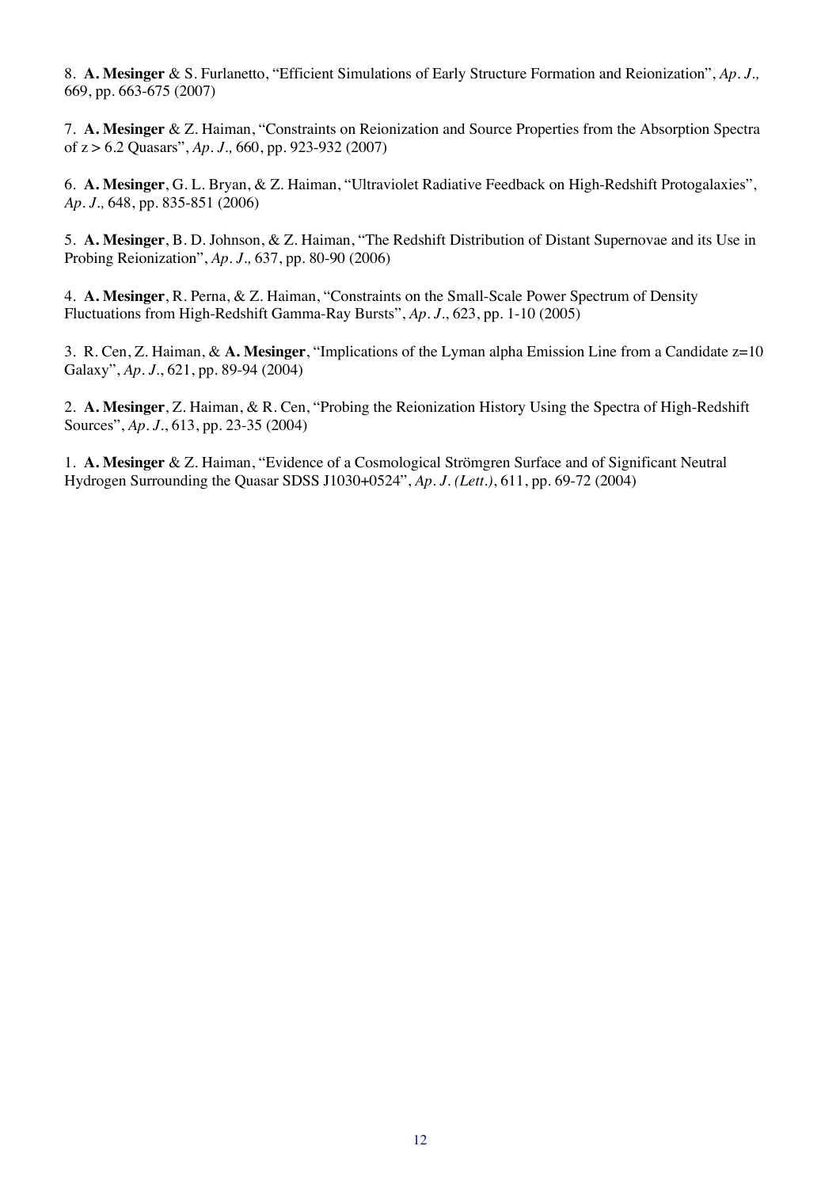8. **A. Mesinger** & S. Furlanetto, "Efficient Simulations of Early Structure Formation and Reionization", *Ap. J.,* 669, pp. 663-675 (2007)

7. **A. Mesinger** & Z. Haiman, "Constraints on Reionization and Source Properties from the Absorption Spectra of z > 6.2 Quasars", *Ap. J.,* 660, pp. 923-932 (2007)

6. **A. Mesinger**, G. L. Bryan, & Z. Haiman, "Ultraviolet Radiative Feedback on High-Redshift Protogalaxies", *Ap. J.,* 648, pp. 835-851 (2006)

5. **A. Mesinger**, B. D. Johnson, & Z. Haiman, "The Redshift Distribution of Distant Supernovae and its Use in Probing Reionization", *Ap. J.,* 637, pp. 80-90 (2006)

4. **A. Mesinger**, R. Perna, & Z. Haiman, "Constraints on the Small-Scale Power Spectrum of Density Fluctuations from High-Redshift Gamma-Ray Bursts", *Ap. J.*, 623, pp. 1-10 (2005)

3. R. Cen, Z. Haiman, & **A. Mesinger**, "Implications of the Lyman alpha Emission Line from a Candidate z=10 Galaxy", *Ap. J.*, 621, pp. 89-94 (2004)

2. **A. Mesinger**, Z. Haiman, & R. Cen, "Probing the Reionization History Using the Spectra of High-Redshift Sources", *Ap. J.*, 613, pp. 23-35 (2004)

1. **A. Mesinger** & Z. Haiman, "Evidence of a Cosmological Strömgren Surface and of Significant Neutral Hydrogen Surrounding the Quasar SDSS J1030+0524", *Ap. J. (Lett.)*, 611, pp. 69-72 (2004)